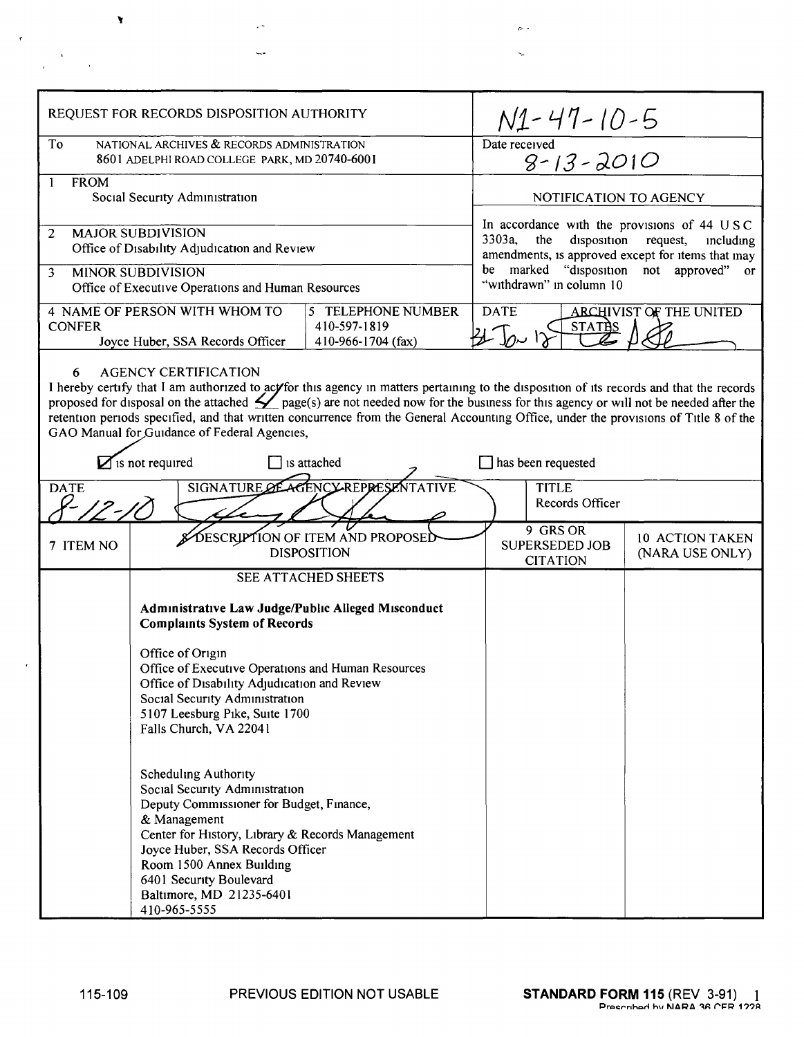| REQUEST FOR RECORDS DISPOSITION AUTHORITY | | N1-47-10-5 | |
|---|---|---|---|
| To NATIONAL ARCHIVES & RECORDS ADMINISTRATION 8601 ADELPHI ROAD COLLEGE PARK, MD 20740-6001 | | Date received 8-13-2010 | |
| 1 FROM Social Security Administration | | NOTIFICATION TO AGENCY | |
| 2 MAJOR SUBDIVISION Office of Disability Adjudication and Review | | In accordance with the provisions of 44 USC 3303a, the disposition request, including amendments, is approved except for items that may be marked "disposition not approved" or "withdrawn" in column 10 | |
| 3 MINOR SUBDIVISION Office of Executive Operations and Human Resources | | | |
| 4 NAME OF PERSON WITH WHOM TO CONFER Joyce Huber, SSA Records Officer | 5 TELEPHONE NUMBER 410-597-1819 410-966-1704 (fax) | DATE 31 Jan 12 | ARCHIVIST OF THE UNITED STATES |

6 AGENCY CERTIFICATION

I hereby certify that I am authorized to act for this agency in matters pertaining to the disposition of its records and that the records proposed for disposal on the attached 4 page(s) are not needed now for the business for this agency or will not be needed after the retention periods specified, and that written concurrence from the General Accounting Office, under the provisions of Title 8 of the GAO Manual for Guidance of Federal Agencies,

☑ is not required ☐ is attached ☐ has been requested

| DATE | SIGNATURE OF AGENCY REPRESENTATIVE | TITLE |
|---|---|---|
| 8-12-10 | | Records Officer |

| 7 ITEM NO | 8 DESCRIPTION OF ITEM AND PROPOSED DISPOSITION | 9 GRS OR SUPERSEDED JOB CITATION | 10 ACTION TAKEN (NARA USE ONLY) |
|---|---|---|---|
| | SEE ATTACHED SHEETS | | |

**Administrative Law Judge/Public Alleged Misconduct Complaints System of Records**

Office of Origin
Office of Executive Operations and Human Resources
Office of Disability Adjudication and Review
Social Security Administration
5107 Leesburg Pike, Suite 1700
Falls Church, VA 22041

Scheduling Authority
Social Security Administration
Deputy Commissioner for Budget, Finance, & Management
Center for History, Library & Records Management
Joyce Huber, SSA Records Officer
Room 1500 Annex Building
6401 Security Boulevard
Baltimore, MD 21235-6401
410-965-5555

115-109 PREVIOUS EDITION NOT USABLE **STANDARD FORM 115** (REV 3-91) Prescribed by NARA 36 CFR 1228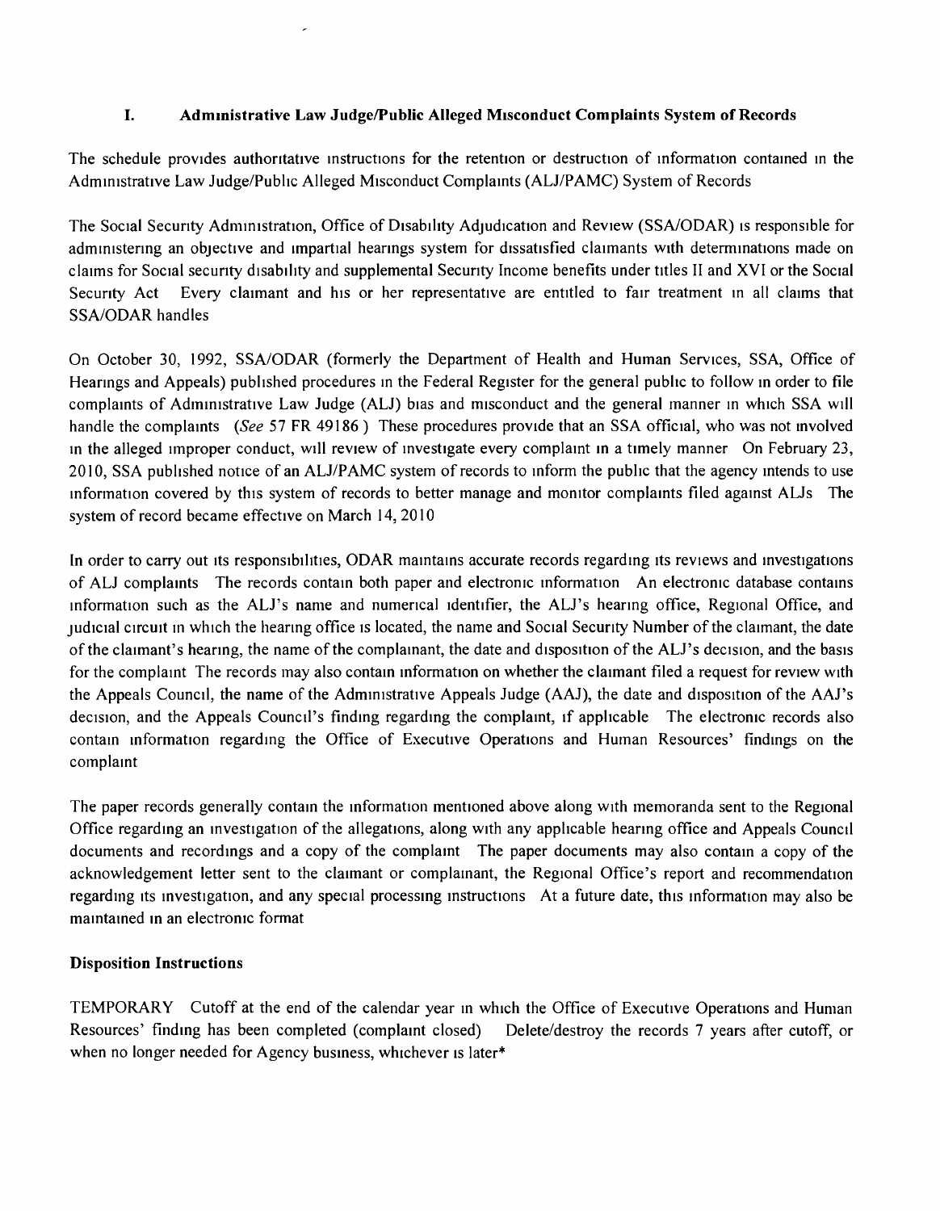## I. Administrative Law Judge/Public Alleged Misconduct Complaints System of Records

The schedule provides authoritative instructions for the retention or destruction of information contained in the Administrative Law Judge/Public Alleged Misconduct Complaints (ALJ/PAMC) System of Records

The Social Security Administration, Office of Disability Adjudication and Review (SSA/ODAR) is responsible for administering an objective and impartial hearings system for dissatisfied claimants with determinations made on claims for Social security disability and supplemental Security Income benefits under titles II and XVI or the Social Security Act  Every claimant and his or her representative are entitled to fair treatment in all claims that SSA/ODAR handles

On October 30, 1992, SSA/ODAR (formerly the Department of Health and Human Services, SSA, Office of Hearings and Appeals) published procedures in the Federal Register for the general public to follow in order to file complaints of Administrative Law Judge (ALJ) bias and misconduct and the general manner in which SSA will handle the complaints  (*See* 57 FR 49186 )  These procedures provide that an SSA official, who was not involved in the alleged improper conduct, will review of investigate every complaint in a timely manner  On February 23, 2010, SSA published notice of an ALJ/PAMC system of records to inform the public that the agency intends to use information covered by this system of records to better manage and monitor complaints filed against ALJs  The system of record became effective on March 14, 2010

In order to carry out its responsibilities, ODAR maintains accurate records regarding its reviews and investigations of ALJ complaints  The records contain both paper and electronic information  An electronic database contains information such as the ALJ's name and numerical identifier, the ALJ's hearing office, Regional Office, and judicial circuit in which the hearing office is located, the name and Social Security Number of the claimant, the date of the claimant's hearing, the name of the complainant, the date and disposition of the ALJ's decision, and the basis for the complaint The records may also contain information on whether the claimant filed a request for review with the Appeals Council, the name of the Administrative Appeals Judge (AAJ), the date and disposition of the AAJ's decision, and the Appeals Council's finding regarding the complaint, if applicable  The electronic records also contain information regarding the Office of Executive Operations and Human Resources' findings on the complaint

The paper records generally contain the information mentioned above along with memoranda sent to the Regional Office regarding an investigation of the allegations, along with any applicable hearing office and Appeals Council documents and recordings and a copy of the complaint  The paper documents may also contain a copy of the acknowledgement letter sent to the claimant or complainant, the Regional Office's report and recommendation regarding its investigation, and any special processing instructions  At a future date, this information may also be maintained in an electronic format

### Disposition Instructions

TEMPORARY  Cutoff at the end of the calendar year in which the Office of Executive Operations and Human Resources' finding has been completed (complaint closed)  Delete/destroy the records 7 years after cutoff, or when no longer needed for Agency business, whichever is later*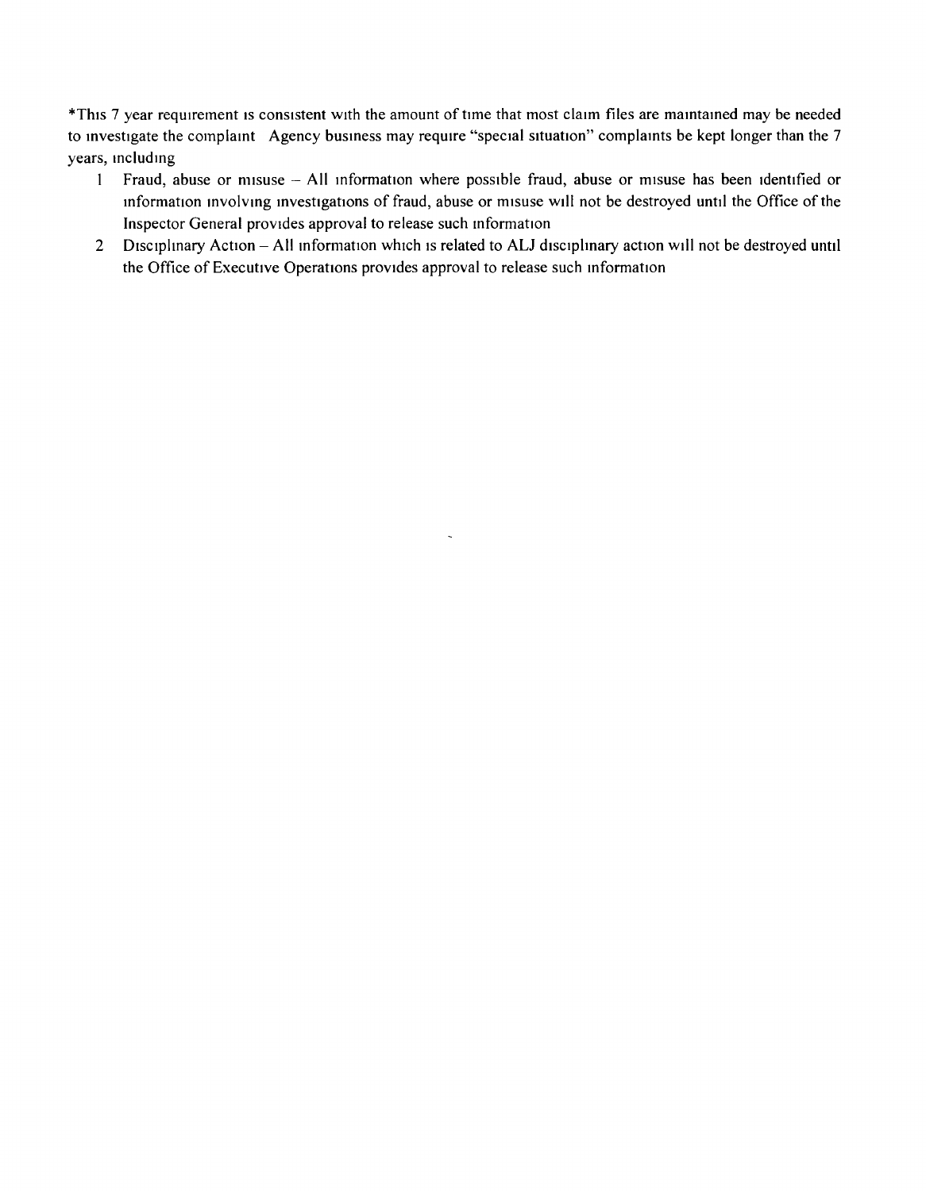*This 7 year requirement is consistent with the amount of time that most claim files are maintained may be needed to investigate the complaint Agency business may require "special situation" complaints be kept longer than the 7 years, including

1. Fraud, abuse or misuse – All information where possible fraud, abuse or misuse has been identified or information involving investigations of fraud, abuse or misuse will not be destroyed until the Office of the Inspector General provides approval to release such information
2. Disciplinary Action – All information which is related to ALJ disciplinary action will not be destroyed until the Office of Executive Operations provides approval to release such information